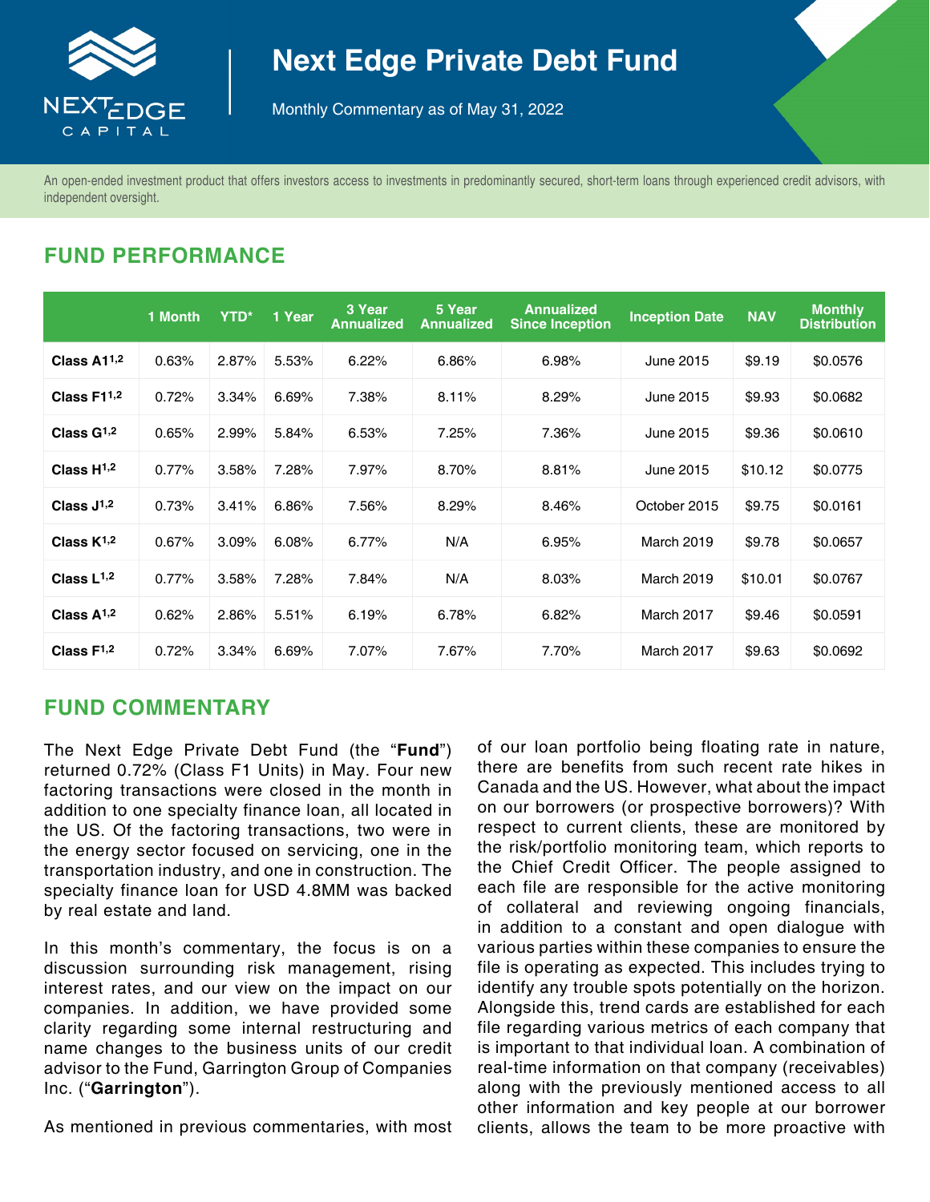# Next Edge Private Debt Fund

Monthly Commentary as of May 31, 2022

An open-ended investment product that offers investors access to investments in predominantly secured, short-term loans through experienced credit advisors, with independent oversight.

## FUND PERFORMANCE

| | 1 Month | YTD* | 1 Year | 3 Year Annualized | 5 Year Annualized | Annualized Since Inception | Inception Date | NAV | Monthly Distribution |
|---|---|---|---|---|---|---|---|---|---|
| **Class A1**[1,2] | 0.63% | 2.87% | 5.53% | 6.22% | 6.86% | 6.98% | June 2015 | $9.19 | $0.0576 |
| **Class F1**[1,2] | 0.72% | 3.34% | 6.69% | 7.38% | 8.11% | 8.29% | June 2015 | $9.93 | $0.0682 |
| **Class G**[1,2] | 0.65% | 2.99% | 5.84% | 6.53% | 7.25% | 7.36% | June 2015 | $9.36 | $0.0610 |
| **Class H**[1,2] | 0.77% | 3.58% | 7.28% | 7.97% | 8.70% | 8.81% | June 2015 | $10.12 | $0.0775 |
| **Class J**[1,2] | 0.73% | 3.41% | 6.86% | 7.56% | 8.29% | 8.46% | October 2015 | $9.75 | $0.0161 |
| **Class K**[1,2] | 0.67% | 3.09% | 6.08% | 6.77% | N/A | 6.95% | March 2019 | $9.78 | $0.0657 |
| **Class L**[1,2] | 0.77% | 3.58% | 7.28% | 7.84% | N/A | 8.03% | March 2019 | $10.01 | $0.0767 |
| **Class A**[1,2] | 0.62% | 2.86% | 5.51% | 6.19% | 6.78% | 6.82% | March 2017 | $9.46 | $0.0591 |
| **Class F**[1,2] | 0.72% | 3.34% | 6.69% | 7.07% | 7.67% | 7.70% | March 2017 | $9.63 | $0.0692 |

## FUND COMMENTARY

The Next Edge Private Debt Fund (the "**Fund**") returned 0.72% (Class F1 Units) in May. Four new factoring transactions were closed in the month in addition to one specialty finance loan, all located in the US. Of the factoring transactions, two were in the energy sector focused on servicing, one in the transportation industry, and one in construction. The specialty finance loan for USD 4.8MM was backed by real estate and land.

In this month's commentary, the focus is on a discussion surrounding risk management, rising interest rates, and our view on the impact on our companies. In addition, we have provided some clarity regarding some internal restructuring and name changes to the business units of our credit advisor to the Fund, Garrington Group of Companies Inc. ("**Garrington**").

As mentioned in previous commentaries, with most of our loan portfolio being floating rate in nature, there are benefits from such recent rate hikes in Canada and the US. However, what about the impact on our borrowers (or prospective borrowers)? With respect to current clients, these are monitored by the risk/portfolio monitoring team, which reports to the Chief Credit Officer. The people assigned to each file are responsible for the active monitoring of collateral and reviewing ongoing financials, in addition to a constant and open dialogue with various parties within these companies to ensure the file is operating as expected. This includes trying to identify any trouble spots potentially on the horizon. Alongside this, trend cards are established for each file regarding various metrics of each company that is important to that individual loan. A combination of real-time information on that company (receivables) along with the previously mentioned access to all other information and key people at our borrower clients, allows the team to be more proactive with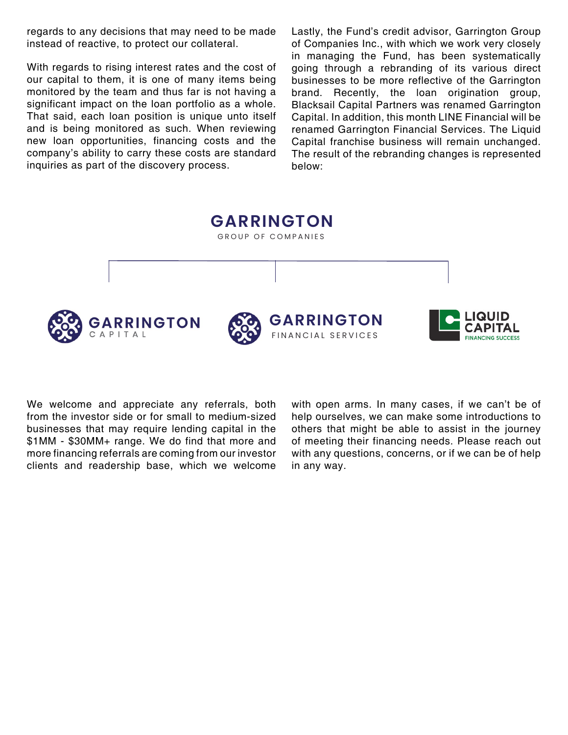regards to any decisions that may need to be made instead of reactive, to protect our collateral.

With regards to rising interest rates and the cost of our capital to them, it is one of many items being monitored by the team and thus far is not having a significant impact on the loan portfolio as a whole. That said, each loan position is unique unto itself and is being monitored as such. When reviewing new loan opportunities, financing costs and the company's ability to carry these costs are standard inquiries as part of the discovery process.

Lastly, the Fund's credit advisor, Garrington Group of Companies Inc., with which we work very closely in managing the Fund, has been systematically going through a rebranding of its various direct businesses to be more reflective of the Garrington brand. Recently, the loan origination group, Blacksail Capital Partners was renamed Garrington Capital. In addition, this month LINE Financial will be renamed Garrington Financial Services. The Liquid Capital franchise business will remain unchanged. The result of the rebranding changes is represented below:

GARRINGTON
GROUP OF COMPANIES

GARRINGTON CAPITAL | GARRINGTON FINANCIAL SERVICES | LIQUID CAPITAL FINANCING SUCCESS

We welcome and appreciate any referrals, both from the investor side or for small to medium-sized businesses that may require lending capital in the $1MM - $30MM+ range. We do find that more and more financing referrals are coming from our investor clients and readership base, which we welcome with open arms. In many cases, if we can't be of help ourselves, we can make some introductions to others that might be able to assist in the journey of meeting their financing needs. Please reach out with any questions, concerns, or if we can be of help in any way.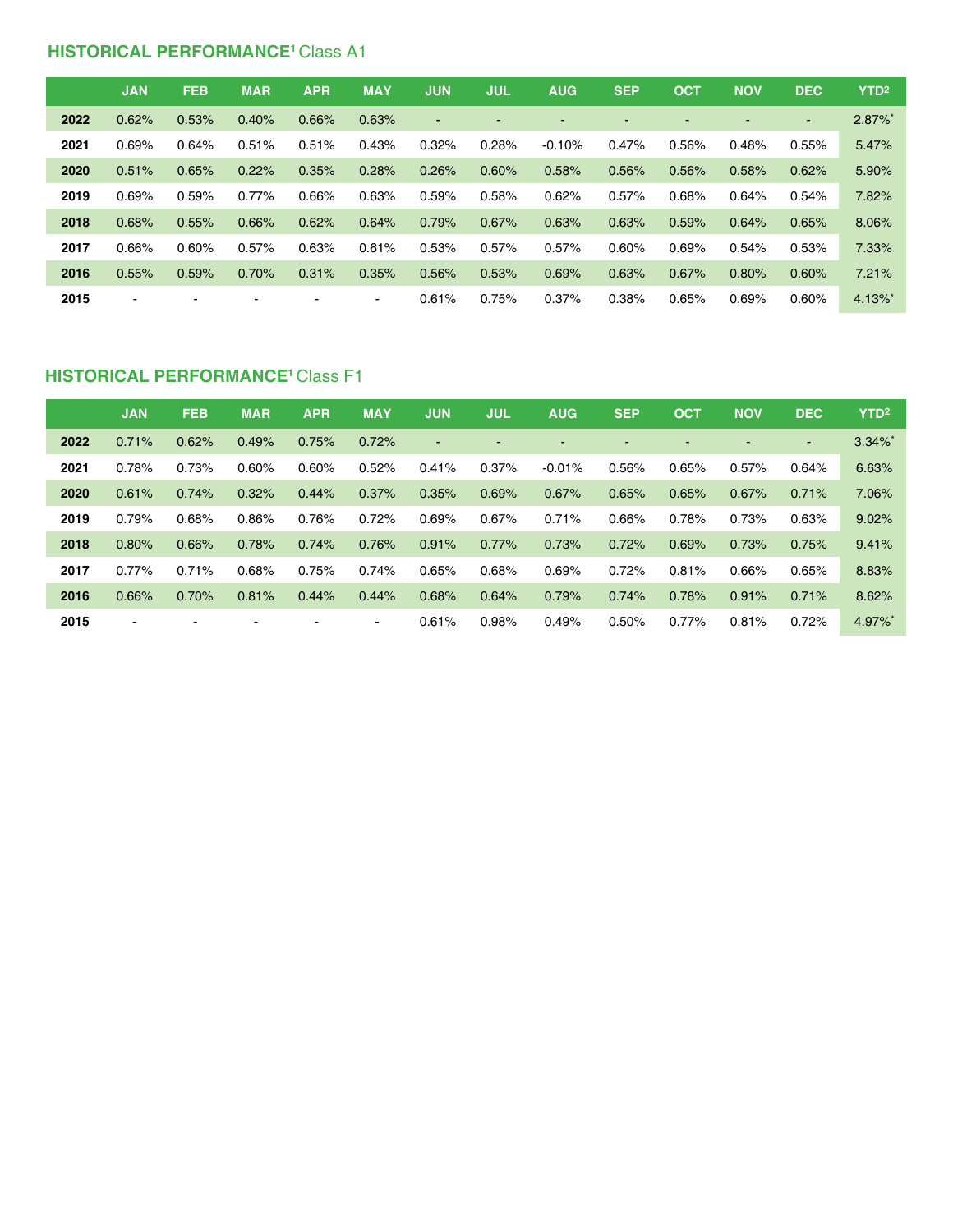## HISTORICAL PERFORMANCE[1] Class A1

| | JAN | FEB | MAR | APR | MAY | JUN | JUL | AUG | SEP | OCT | NOV | DEC | YTD[2] |
|---|---|---|---|---|---|---|---|---|---|---|---|---|---|
| **2022** | 0.62% | 0.53% | 0.40% | 0.66% | 0.63% | - | - | - | - | - | - | - | 2.87%* |
| **2021** | 0.69% | 0.64% | 0.51% | 0.51% | 0.43% | 0.32% | 0.28% | -0.10% | 0.47% | 0.56% | 0.48% | 0.55% | 5.47% |
| **2020** | 0.51% | 0.65% | 0.22% | 0.35% | 0.28% | 0.26% | 0.60% | 0.58% | 0.56% | 0.56% | 0.58% | 0.62% | 5.90% |
| **2019** | 0.69% | 0.59% | 0.77% | 0.66% | 0.63% | 0.59% | 0.58% | 0.62% | 0.57% | 0.68% | 0.64% | 0.54% | 7.82% |
| **2018** | 0.68% | 0.55% | 0.66% | 0.62% | 0.64% | 0.79% | 0.67% | 0.63% | 0.63% | 0.59% | 0.64% | 0.65% | 8.06% |
| **2017** | 0.66% | 0.60% | 0.57% | 0.63% | 0.61% | 0.53% | 0.57% | 0.57% | 0.60% | 0.69% | 0.54% | 0.53% | 7.33% |
| **2016** | 0.55% | 0.59% | 0.70% | 0.31% | 0.35% | 0.56% | 0.53% | 0.69% | 0.63% | 0.67% | 0.80% | 0.60% | 7.21% |
| **2015** | - | - | - | - | - | 0.61% | 0.75% | 0.37% | 0.38% | 0.65% | 0.69% | 0.60% | 4.13%* |

## HISTORICAL PERFORMANCE[1] Class F1

| | JAN | FEB | MAR | APR | MAY | JUN | JUL | AUG | SEP | OCT | NOV | DEC | YTD[2] |
|---|---|---|---|---|---|---|---|---|---|---|---|---|---|
| **2022** | 0.71% | 0.62% | 0.49% | 0.75% | 0.72% | - | - | - | - | - | - | - | 3.34%* |
| **2021** | 0.78% | 0.73% | 0.60% | 0.60% | 0.52% | 0.41% | 0.37% | -0.01% | 0.56% | 0.65% | 0.57% | 0.64% | 6.63% |
| **2020** | 0.61% | 0.74% | 0.32% | 0.44% | 0.37% | 0.35% | 0.69% | 0.67% | 0.65% | 0.65% | 0.67% | 0.71% | 7.06% |
| **2019** | 0.79% | 0.68% | 0.86% | 0.76% | 0.72% | 0.69% | 0.67% | 0.71% | 0.66% | 0.78% | 0.73% | 0.63% | 9.02% |
| **2018** | 0.80% | 0.66% | 0.78% | 0.74% | 0.76% | 0.91% | 0.77% | 0.73% | 0.72% | 0.69% | 0.73% | 0.75% | 9.41% |
| **2017** | 0.77% | 0.71% | 0.68% | 0.75% | 0.74% | 0.65% | 0.68% | 0.69% | 0.72% | 0.81% | 0.66% | 0.65% | 8.83% |
| **2016** | 0.66% | 0.70% | 0.81% | 0.44% | 0.44% | 0.68% | 0.64% | 0.79% | 0.74% | 0.78% | 0.91% | 0.71% | 8.62% |
| **2015** | - | - | - | - | - | 0.61% | 0.98% | 0.49% | 0.50% | 0.77% | 0.81% | 0.72% | 4.97%* |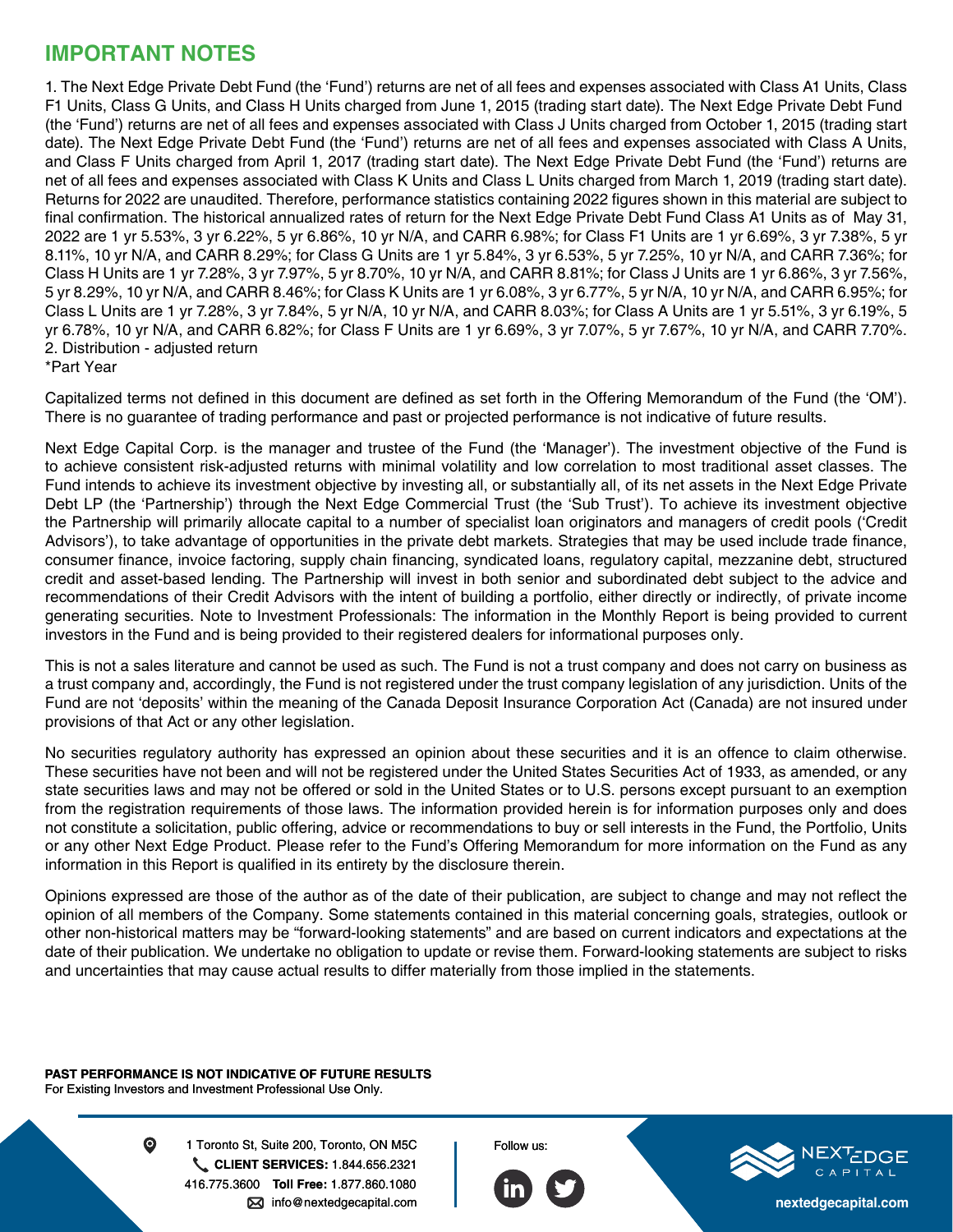## IMPORTANT NOTES

1. The Next Edge Private Debt Fund (the 'Fund') returns are net of all fees and expenses associated with Class A1 Units, Class F1 Units, Class G Units, and Class H Units charged from June 1, 2015 (trading start date). The Next Edge Private Debt Fund (the 'Fund') returns are net of all fees and expenses associated with Class J Units charged from October 1, 2015 (trading start date). The Next Edge Private Debt Fund (the 'Fund') returns are net of all fees and expenses associated with Class A Units, and Class F Units charged from April 1, 2017 (trading start date). The Next Edge Private Debt Fund (the 'Fund') returns are net of all fees and expenses associated with Class K Units and Class L Units charged from March 1, 2019 (trading start date). Returns for 2022 are unaudited. Therefore, performance statistics containing 2022 figures shown in this material are subject to final confirmation. The historical annualized rates of return for the Next Edge Private Debt Fund Class A1 Units as of May 31, 2022 are 1 yr 5.53%, 3 yr 6.22%, 5 yr 6.86%, 10 yr N/A, and CARR 6.98%; for Class F1 Units are 1 yr 6.69%, 3 yr 7.38%, 5 yr 8.11%, 10 yr N/A, and CARR 8.29%; for Class G Units are 1 yr 5.84%, 3 yr 6.53%, 5 yr 7.25%, 10 yr N/A, and CARR 7.36%; for Class H Units are 1 yr 7.28%, 3 yr 7.97%, 5 yr 8.70%, 10 yr N/A, and CARR 8.81%; for Class J Units are 1 yr 6.86%, 3 yr 7.56%, 5 yr 8.29%, 10 yr N/A, and CARR 8.46%; for Class K Units are 1 yr 6.08%, 3 yr 6.77%, 5 yr N/A, 10 yr N/A, and CARR 6.95%; for Class L Units are 1 yr 7.28%, 3 yr 7.84%, 5 yr N/A, 10 yr N/A, and CARR 8.03%; for Class A Units are 1 yr 5.51%, 3 yr 6.19%, 5 yr 6.78%, 10 yr N/A, and CARR 6.82%; for Class F Units are 1 yr 6.69%, 3 yr 7.07%, 5 yr 7.67%, 10 yr N/A, and CARR 7.70%.
2. Distribution - adjusted return

*Part Year

Capitalized terms not defined in this document are defined as set forth in the Offering Memorandum of the Fund (the 'OM'). There is no guarantee of trading performance and past or projected performance is not indicative of future results.

Next Edge Capital Corp. is the manager and trustee of the Fund (the 'Manager'). The investment objective of the Fund is to achieve consistent risk-adjusted returns with minimal volatility and low correlation to most traditional asset classes. The Fund intends to achieve its investment objective by investing all, or substantially all, of its net assets in the Next Edge Private Debt LP (the 'Partnership') through the Next Edge Commercial Trust (the 'Sub Trust'). To achieve its investment objective the Partnership will primarily allocate capital to a number of specialist loan originators and managers of credit pools ('Credit Advisors'), to take advantage of opportunities in the private debt markets. Strategies that may be used include trade finance, consumer finance, invoice factoring, supply chain financing, syndicated loans, regulatory capital, mezzanine debt, structured credit and asset-based lending. The Partnership will invest in both senior and subordinated debt subject to the advice and recommendations of their Credit Advisors with the intent of building a portfolio, either directly or indirectly, of private income generating securities. Note to Investment Professionals: The information in the Monthly Report is being provided to current investors in the Fund and is being provided to their registered dealers for informational purposes only.

This is not a sales literature and cannot be used as such. The Fund is not a trust company and does not carry on business as a trust company and, accordingly, the Fund is not registered under the trust company legislation of any jurisdiction. Units of the Fund are not 'deposits' within the meaning of the Canada Deposit Insurance Corporation Act (Canada) are not insured under provisions of that Act or any other legislation.

No securities regulatory authority has expressed an opinion about these securities and it is an offence to claim otherwise. These securities have not been and will not be registered under the United States Securities Act of 1933, as amended, or any state securities laws and may not be offered or sold in the United States or to U.S. persons except pursuant to an exemption from the registration requirements of those laws. The information provided herein is for information purposes only and does not constitute a solicitation, public offering, advice or recommendations to buy or sell interests in the Fund, the Portfolio, Units or any other Next Edge Product. Please refer to the Fund's Offering Memorandum for more information on the Fund as any information in this Report is qualified in its entirety by the disclosure therein.

Opinions expressed are those of the author as of the date of their publication, are subject to change and may not reflect the opinion of all members of the Company. Some statements contained in this material concerning goals, strategies, outlook or other non-historical matters may be "forward-looking statements" and are based on current indicators and expectations at the date of their publication. We undertake no obligation to update or revise them. Forward-looking statements are subject to risks and uncertainties that may cause actual results to differ materially from those implied in the statements.

**PAST PERFORMANCE IS NOT INDICATIVE OF FUTURE RESULTS**
For Existing Investors and Investment Professional Use Only.

1 Toronto St, Suite 200, Toronto, ON M5C
**CLIENT SERVICES:** 1.844.656.2321
416.775.3600 **Toll Free:** 1.877.860.1080
info@nextedgecapital.com

Follow us:

NEXT EDGE CAPITAL

**nextedgecapital.com**